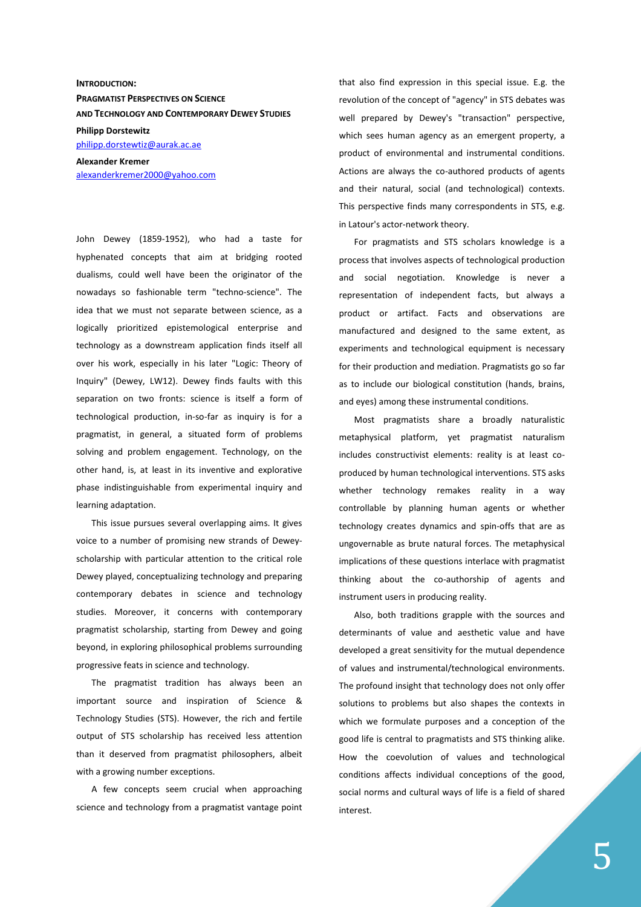# Introduction: Pragmatist Perspectives on Science and Technology and Contemporary Dewey Studies

**Philipp Dorstewitz**
philipp.dorstewtiz@aurak.ac.ae

**Alexander Kremer**
alexanderkremer2000@yahoo.com

John Dewey (1859-1952), who had a taste for hyphenated concepts that aim at bridging rooted dualisms, could well have been the originator of the nowadays so fashionable term "techno-science". The idea that we must not separate between science, as a logically prioritized epistemological enterprise and technology as a downstream application finds itself all over his work, especially in his later "Logic: Theory of Inquiry" (Dewey, LW12). Dewey finds faults with this separation on two fronts: science is itself a form of technological production, in-so-far as inquiry is for a pragmatist, in general, a situated form of problems solving and problem engagement. Technology, on the other hand, is, at least in its inventive and explorative phase indistinguishable from experimental inquiry and learning adaptation.

This issue pursues several overlapping aims. It gives voice to a number of promising new strands of Dewey-scholarship with particular attention to the critical role Dewey played, conceptualizing technology and preparing contemporary debates in science and technology studies. Moreover, it concerns with contemporary pragmatist scholarship, starting from Dewey and going beyond, in exploring philosophical problems surrounding progressive feats in science and technology.

The pragmatist tradition has always been an important source and inspiration of Science & Technology Studies (STS). However, the rich and fertile output of STS scholarship has received less attention than it deserved from pragmatist philosophers, albeit with a growing number exceptions.

A few concepts seem crucial when approaching science and technology from a pragmatist vantage point that also find expression in this special issue. E.g. the revolution of the concept of "agency" in STS debates was well prepared by Dewey's "transaction" perspective, which sees human agency as an emergent property, a product of environmental and instrumental conditions. Actions are always the co-authored products of agents and their natural, social (and technological) contexts. This perspective finds many correspondents in STS, e.g. in Latour's actor-network theory.

For pragmatists and STS scholars knowledge is a process that involves aspects of technological production and social negotiation. Knowledge is never a representation of independent facts, but always a product or artifact. Facts and observations are manufactured and designed to the same extent, as experiments and technological equipment is necessary for their production and mediation. Pragmatists go so far as to include our biological constitution (hands, brains, and eyes) among these instrumental conditions.

Most pragmatists share a broadly naturalistic metaphysical platform, yet pragmatist naturalism includes constructivist elements: reality is at least co-produced by human technological interventions. STS asks whether technology remakes reality in a way controllable by planning human agents or whether technology creates dynamics and spin-offs that are as ungovernable as brute natural forces. The metaphysical implications of these questions interlace with pragmatist thinking about the co-authorship of agents and instrument users in producing reality.

Also, both traditions grapple with the sources and determinants of value and aesthetic value and have developed a great sensitivity for the mutual dependence of values and instrumental/technological environments. The profound insight that technology does not only offer solutions to problems but also shapes the contexts in which we formulate purposes and a conception of the good life is central to pragmatists and STS thinking alike. How the coevolution of values and technological conditions affects individual conceptions of the good, social norms and cultural ways of life is a field of shared interest.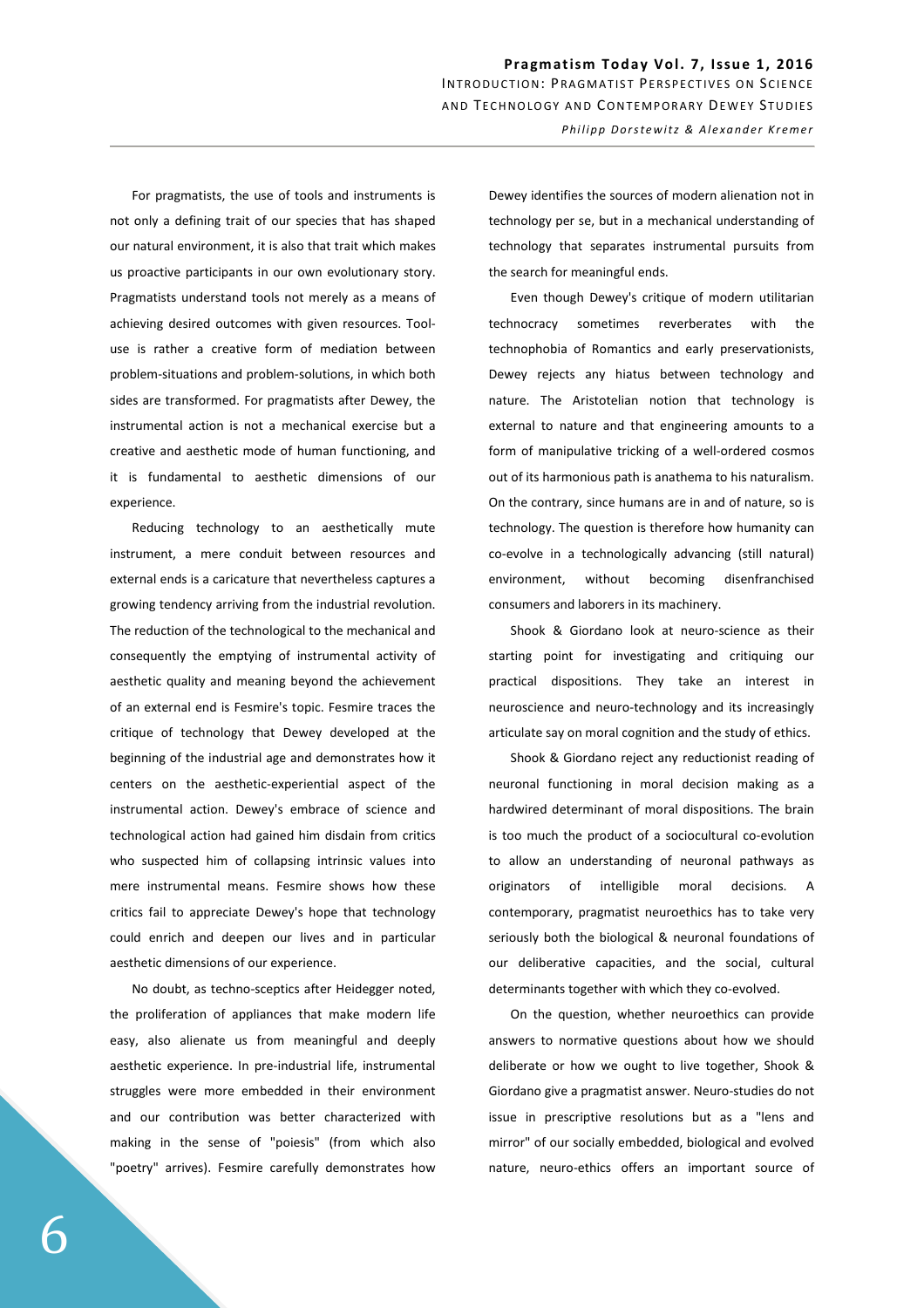For pragmatists, the use of tools and instruments is not only a defining trait of our species that has shaped our natural environment, it is also that trait which makes us proactive participants in our own evolutionary story. Pragmatists understand tools not merely as a means of achieving desired outcomes with given resources. Tool-use is rather a creative form of mediation between problem-situations and problem-solutions, in which both sides are transformed. For pragmatists after Dewey, the instrumental action is not a mechanical exercise but a creative and aesthetic mode of human functioning, and it is fundamental to aesthetic dimensions of our experience.

Reducing technology to an aesthetically mute instrument, a mere conduit between resources and external ends is a caricature that nevertheless captures a growing tendency arriving from the industrial revolution. The reduction of the technological to the mechanical and consequently the emptying of instrumental activity of aesthetic quality and meaning beyond the achievement of an external end is Fesmire's topic. Fesmire traces the critique of technology that Dewey developed at the beginning of the industrial age and demonstrates how it centers on the aesthetic-experiential aspect of the instrumental action. Dewey's embrace of science and technological action had gained him disdain from critics who suspected him of collapsing intrinsic values into mere instrumental means. Fesmire shows how these critics fail to appreciate Dewey's hope that technology could enrich and deepen our lives and in particular aesthetic dimensions of our experience.

No doubt, as techno-sceptics after Heidegger noted, the proliferation of appliances that make modern life easy, also alienate us from meaningful and deeply aesthetic experience. In pre-industrial life, instrumental struggles were more embedded in their environment and our contribution was better characterized with making in the sense of "poiesis" (from which also "poetry" arrives). Fesmire carefully demonstrates how Dewey identifies the sources of modern alienation not in technology per se, but in a mechanical understanding of technology that separates instrumental pursuits from the search for meaningful ends.

Even though Dewey's critique of modern utilitarian technocracy sometimes reverberates with the technophobia of Romantics and early preservationists, Dewey rejects any hiatus between technology and nature. The Aristotelian notion that technology is external to nature and that engineering amounts to a form of manipulative tricking of a well-ordered cosmos out of its harmonious path is anathema to his naturalism. On the contrary, since humans are in and of nature, so is technology. The question is therefore how humanity can co-evolve in a technologically advancing (still natural) environment, without becoming disenfranchised consumers and laborers in its machinery.

Shook & Giordano look at neuro-science as their starting point for investigating and critiquing our practical dispositions. They take an interest in neuroscience and neuro-technology and its increasingly articulate say on moral cognition and the study of ethics.

Shook & Giordano reject any reductionist reading of neuronal functioning in moral decision making as a hardwired determinant of moral dispositions. The brain is too much the product of a sociocultural co-evolution to allow an understanding of neuronal pathways as originators of intelligible moral decisions. A contemporary, pragmatist neuroethics has to take very seriously both the biological & neuronal foundations of our deliberative capacities, and the social, cultural determinants together with which they co-evolved.

On the question, whether neuroethics can provide answers to normative questions about how we should deliberate or how we ought to live together, Shook & Giordano give a pragmatist answer. Neuro-studies do not issue in prescriptive resolutions but as a "lens and mirror" of our socially embedded, biological and evolved nature, neuro-ethics offers an important source of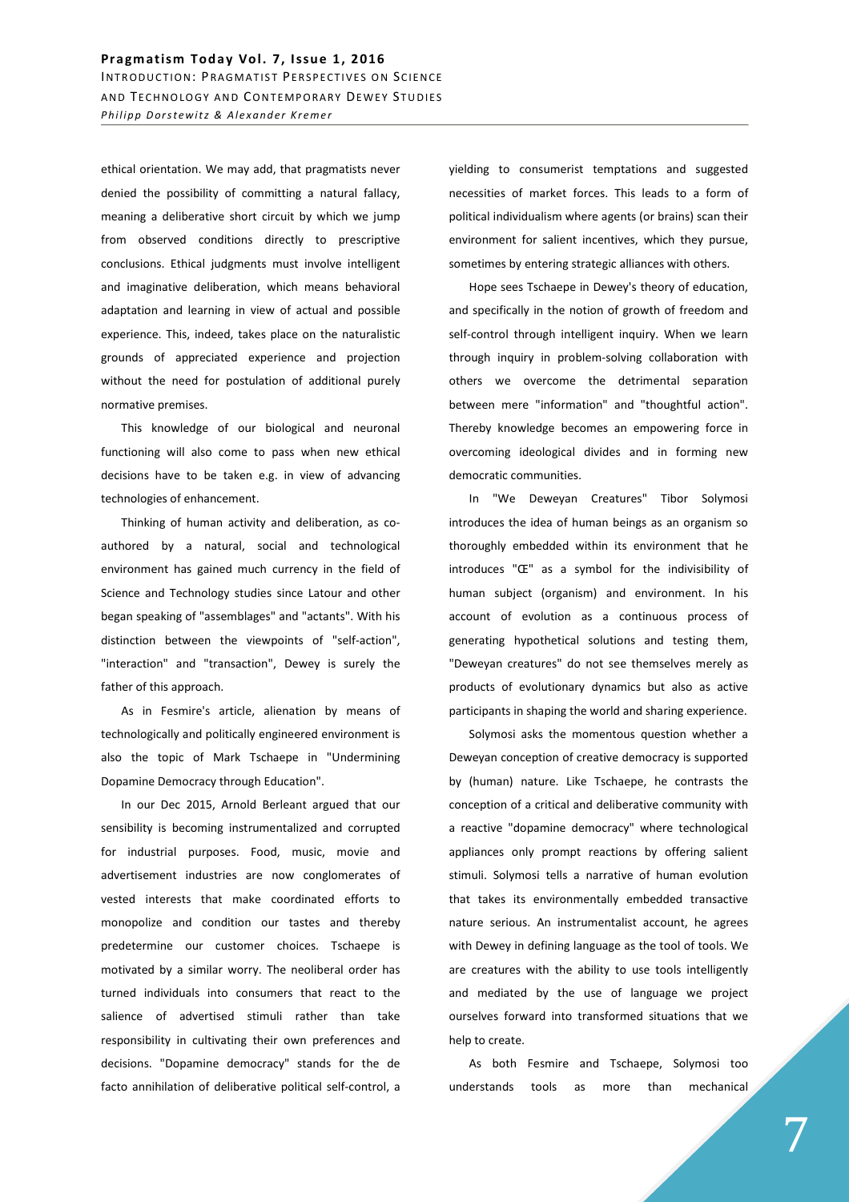ethical orientation. We may add, that pragmatists never denied the possibility of committing a natural fallacy, meaning a deliberative short circuit by which we jump from observed conditions directly to prescriptive conclusions. Ethical judgments must involve intelligent and imaginative deliberation, which means behavioral adaptation and learning in view of actual and possible experience. This, indeed, takes place on the naturalistic grounds of appreciated experience and projection without the need for postulation of additional purely normative premises.

This knowledge of our biological and neuronal functioning will also come to pass when new ethical decisions have to be taken e.g. in view of advancing technologies of enhancement.

Thinking of human activity and deliberation, as co-authored by a natural, social and technological environment has gained much currency in the field of Science and Technology studies since Latour and other began speaking of "assemblages" and "actants". With his distinction between the viewpoints of "self-action", "interaction" and "transaction", Dewey is surely the father of this approach.

As in Fesmire's article, alienation by means of technologically and politically engineered environment is also the topic of Mark Tschaepe in "Undermining Dopamine Democracy through Education".

In our Dec 2015, Arnold Berleant argued that our sensibility is becoming instrumentalized and corrupted for industrial purposes. Food, music, movie and advertisement industries are now conglomerates of vested interests that make coordinated efforts to monopolize and condition our tastes and thereby predetermine our customer choices. Tschaepe is motivated by a similar worry. The neoliberal order has turned individuals into consumers that react to the salience of advertised stimuli rather than take responsibility in cultivating their own preferences and decisions. "Dopamine democracy" stands for the de facto annihilation of deliberative political self-control, a yielding to consumerist temptations and suggested necessities of market forces. This leads to a form of political individualism where agents (or brains) scan their environment for salient incentives, which they pursue, sometimes by entering strategic alliances with others.

Hope sees Tschaepe in Dewey's theory of education, and specifically in the notion of growth of freedom and self-control through intelligent inquiry. When we learn through inquiry in problem-solving collaboration with others we overcome the detrimental separation between mere "information" and "thoughtful action". Thereby knowledge becomes an empowering force in overcoming ideological divides and in forming new democratic communities.

In "We Deweyan Creatures" Tibor Solymosi introduces the idea of human beings as an organism so thoroughly embedded within its environment that he introduces "Œ" as a symbol for the indivisibility of human subject (organism) and environment. In his account of evolution as a continuous process of generating hypothetical solutions and testing them, "Deweyan creatures" do not see themselves merely as products of evolutionary dynamics but also as active participants in shaping the world and sharing experience.

Solymosi asks the momentous question whether a Deweyan conception of creative democracy is supported by (human) nature. Like Tschaepe, he contrasts the conception of a critical and deliberative community with a reactive "dopamine democracy" where technological appliances only prompt reactions by offering salient stimuli. Solymosi tells a narrative of human evolution that takes its environmentally embedded transactive nature serious. An instrumentalist account, he agrees with Dewey in defining language as the tool of tools. We are creatures with the ability to use tools intelligently and mediated by the use of language we project ourselves forward into transformed situations that we help to create.

As both Fesmire and Tschaepe, Solymosi too understands tools as more than mechanical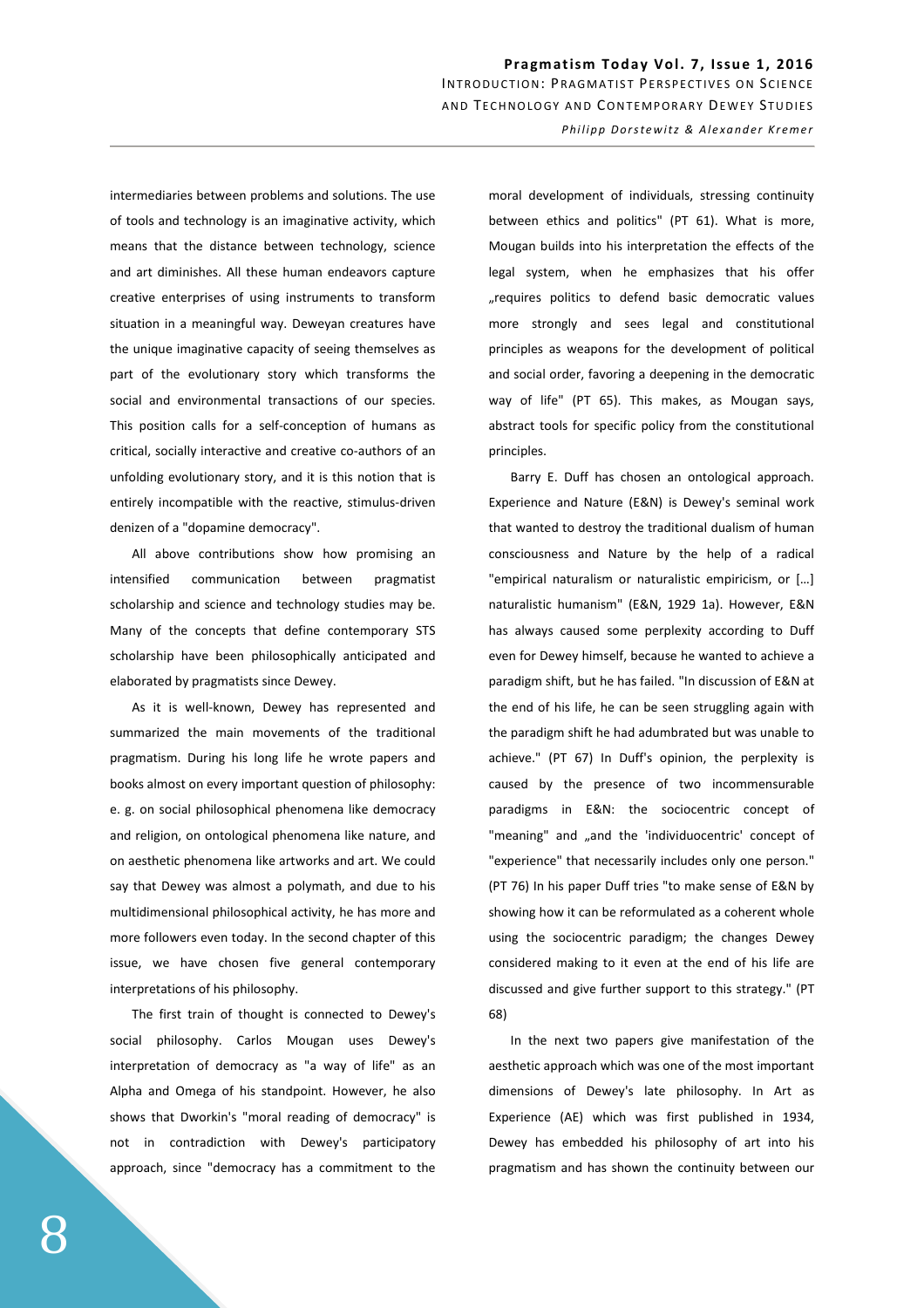intermediaries between problems and solutions. The use of tools and technology is an imaginative activity, which means that the distance between technology, science and art diminishes. All these human endeavors capture creative enterprises of using instruments to transform situation in a meaningful way. Deweyan creatures have the unique imaginative capacity of seeing themselves as part of the evolutionary story which transforms the social and environmental transactions of our species. This position calls for a self-conception of humans as critical, socially interactive and creative co-authors of an unfolding evolutionary story, and it is this notion that is entirely incompatible with the reactive, stimulus-driven denizen of a "dopamine democracy".

All above contributions show how promising an intensified communication between pragmatist scholarship and science and technology studies may be. Many of the concepts that define contemporary STS scholarship have been philosophically anticipated and elaborated by pragmatists since Dewey.

As it is well-known, Dewey has represented and summarized the main movements of the traditional pragmatism. During his long life he wrote papers and books almost on every important question of philosophy: e. g. on social philosophical phenomena like democracy and religion, on ontological phenomena like nature, and on aesthetic phenomena like artworks and art. We could say that Dewey was almost a polymath, and due to his multidimensional philosophical activity, he has more and more followers even today. In the second chapter of this issue, we have chosen five general contemporary interpretations of his philosophy.

The first train of thought is connected to Dewey's social philosophy. Carlos Mougan uses Dewey's interpretation of democracy as "a way of life" as an Alpha and Omega of his standpoint. However, he also shows that Dworkin's "moral reading of democracy" is not in contradiction with Dewey's participatory approach, since "democracy has a commitment to the moral development of individuals, stressing continuity between ethics and politics" (PT 61). What is more, Mougan builds into his interpretation the effects of the legal system, when he emphasizes that his offer „requires politics to defend basic democratic values more strongly and sees legal and constitutional principles as weapons for the development of political and social order, favoring a deepening in the democratic way of life" (PT 65). This makes, as Mougan says, abstract tools for specific policy from the constitutional principles.

Barry E. Duff has chosen an ontological approach. Experience and Nature (E&N) is Dewey's seminal work that wanted to destroy the traditional dualism of human consciousness and Nature by the help of a radical "empirical naturalism or naturalistic empiricism, or […] naturalistic humanism" (E&N, 1929 1a). However, E&N has always caused some perplexity according to Duff even for Dewey himself, because he wanted to achieve a paradigm shift, but he has failed. "In discussion of E&N at the end of his life, he can be seen struggling again with the paradigm shift he had adumbrated but was unable to achieve." (PT 67) In Duff's opinion, the perplexity is caused by the presence of two incommensurable paradigms in E&N: the sociocentric concept of "meaning" and „and the 'individuocentric' concept of "experience" that necessarily includes only one person." (PT 76) In his paper Duff tries "to make sense of E&N by showing how it can be reformulated as a coherent whole using the sociocentric paradigm; the changes Dewey considered making to it even at the end of his life are discussed and give further support to this strategy." (PT 68)

In the next two papers give manifestation of the aesthetic approach which was one of the most important dimensions of Dewey's late philosophy. In Art as Experience (AE) which was first published in 1934, Dewey has embedded his philosophy of art into his pragmatism and has shown the continuity between our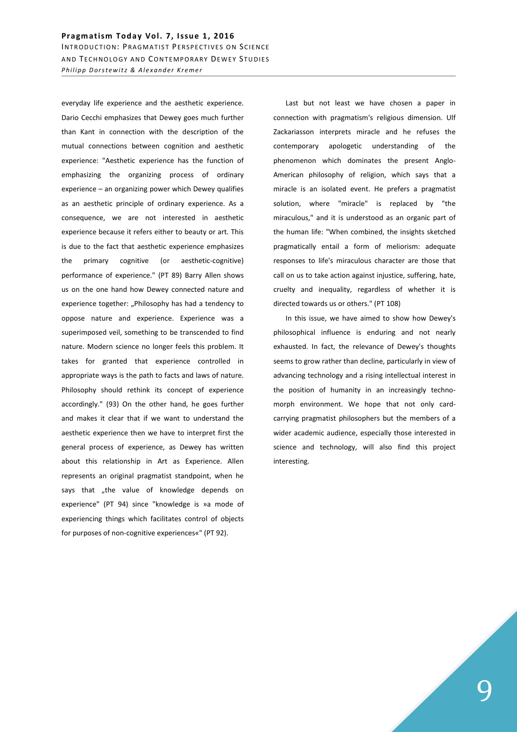everyday life experience and the aesthetic experience. Dario Cecchi emphasizes that Dewey goes much further than Kant in connection with the description of the mutual connections between cognition and aesthetic experience: "Aesthetic experience has the function of emphasizing the organizing process of ordinary experience – an organizing power which Dewey qualifies as an aesthetic principle of ordinary experience. As a consequence, we are not interested in aesthetic experience because it refers either to beauty or art. This is due to the fact that aesthetic experience emphasizes the primary cognitive (or aesthetic-cognitive) performance of experience." (PT 89) Barry Allen shows us on the one hand how Dewey connected nature and experience together: „Philosophy has had a tendency to oppose nature and experience. Experience was a superimposed veil, something to be transcended to find nature. Modern science no longer feels this problem. It takes for granted that experience controlled in appropriate ways is the path to facts and laws of nature. Philosophy should rethink its concept of experience accordingly." (93) On the other hand, he goes further and makes it clear that if we want to understand the aesthetic experience then we have to interpret first the general process of experience, as Dewey has written about this relationship in Art as Experience. Allen represents an original pragmatist standpoint, when he says that „the value of knowledge depends on experience" (PT 94) since "knowledge is »a mode of experiencing things which facilitates control of objects for purposes of non-cognitive experiences«" (PT 92).

Last but not least we have chosen a paper in connection with pragmatism's religious dimension. Ulf Zackariasson interprets miracle and he refuses the contemporary apologetic understanding of the phenomenon which dominates the present Anglo-American philosophy of religion, which says that a miracle is an isolated event. He prefers a pragmatist solution, where "miracle" is replaced by "the miraculous," and it is understood as an organic part of the human life: "When combined, the insights sketched pragmatically entail a form of meliorism: adequate responses to life's miraculous character are those that call on us to take action against injustice, suffering, hate, cruelty and inequality, regardless of whether it is directed towards us or others." (PT 108)

In this issue, we have aimed to show how Dewey's philosophical influence is enduring and not nearly exhausted. In fact, the relevance of Dewey's thoughts seems to grow rather than decline, particularly in view of advancing technology and a rising intellectual interest in the position of humanity in an increasingly techno-morph environment. We hope that not only card-carrying pragmatist philosophers but the members of a wider academic audience, especially those interested in science and technology, will also find this project interesting.